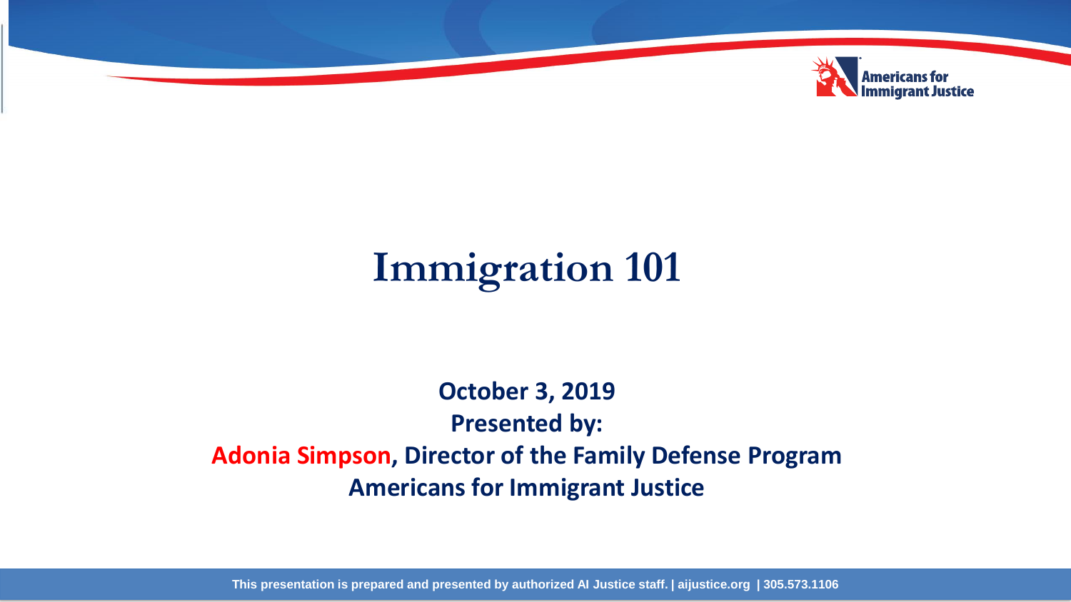# Immigration 101

**October 3, 2019**

**Presented by:**

**Adonia Simpson, Director of the Family Defense Program**

**Americans for Immigrant Justice**

**This presentation is prepared and presented by authorized AI Justice staff. | aijustice.org | 305.573.1106**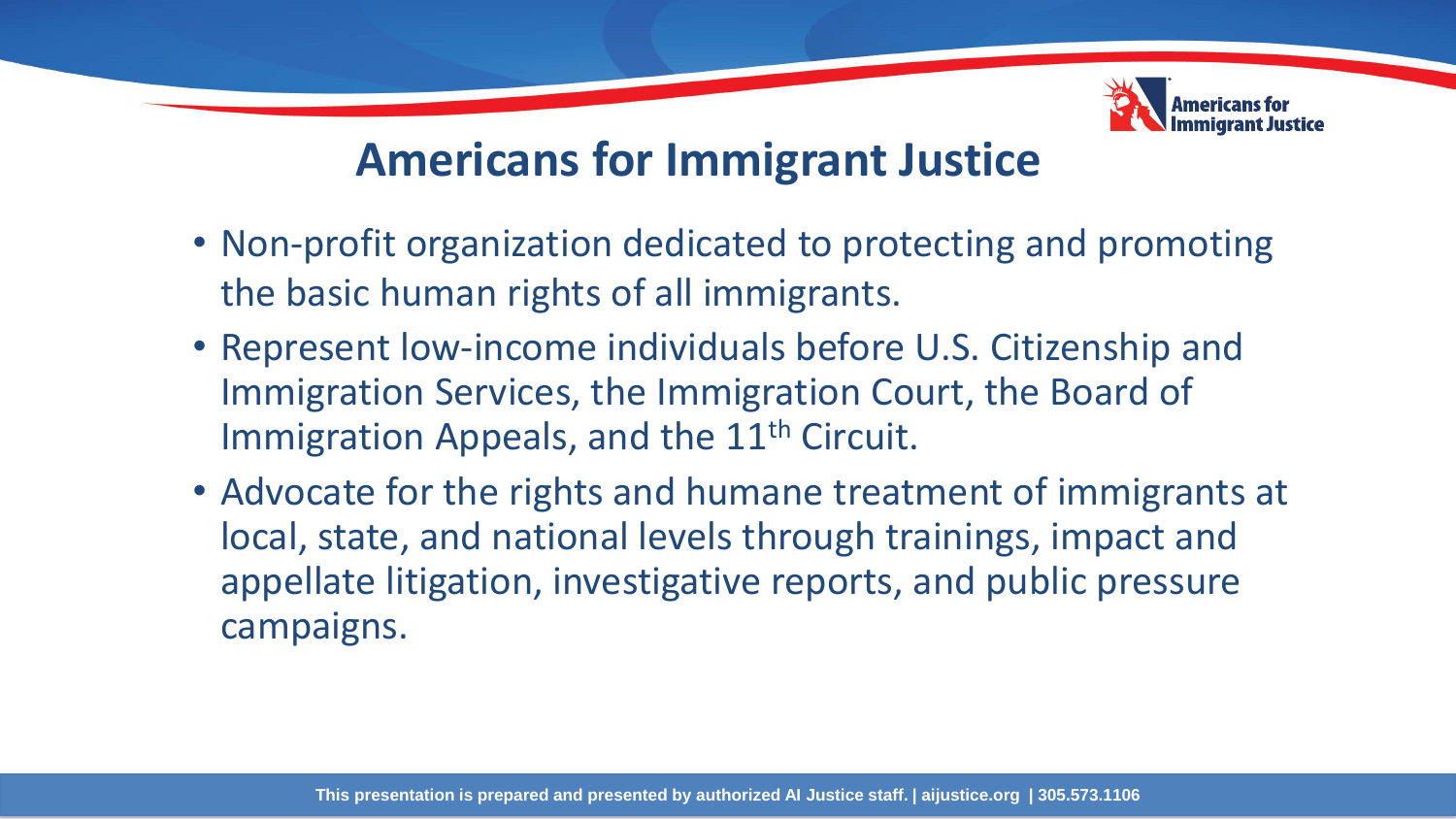# Americans for Immigrant Justice

- Non-profit organization dedicated to protecting and promoting the basic human rights of all immigrants.
- Represent low-income individuals before U.S. Citizenship and Immigration Services, the Immigration Court, the Board of Immigration Appeals, and the 11th Circuit.
- Advocate for the rights and humane treatment of immigrants at local, state, and national levels through trainings, impact and appellate litigation, investigative reports, and public pressure campaigns.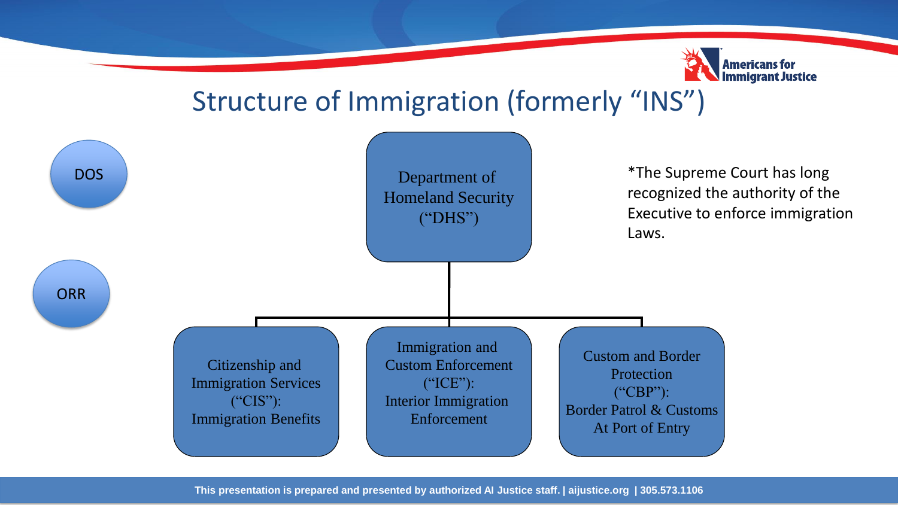# Structure of Immigration (formerly "INS")

DOS

ORR

Department of Homeland Security ("DHS")

- Citizenship and Immigration Services ("CIS"): Immigration Benefits
- Immigration and Custom Enforcement ("ICE"): Interior Immigration Enforcement
- Custom and Border Protection ("CBP"): Border Patrol & Customs At Port of Entry

*The Supreme Court has long recognized the authority of the Executive to enforce immigration Laws.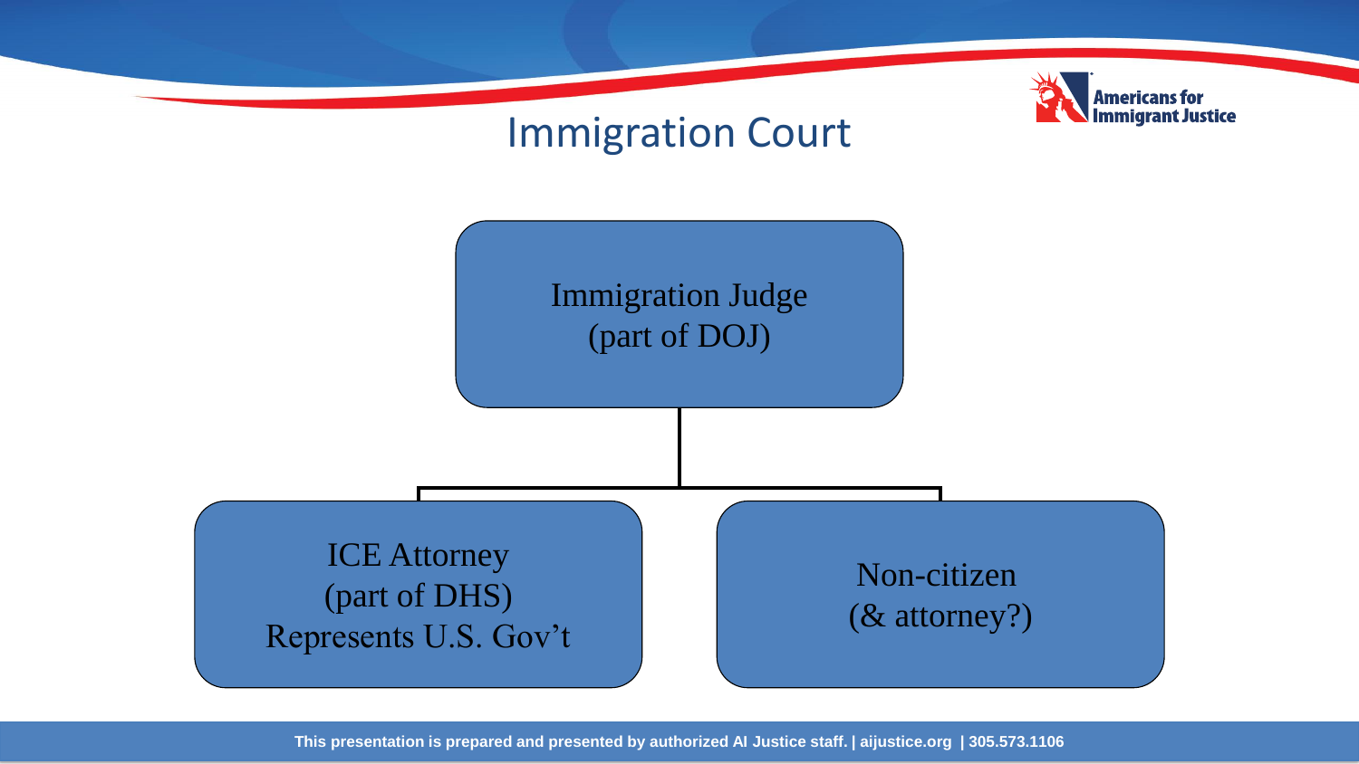# Immigration Court

Immigration Judge
(part of DOJ)

- ICE Attorney
  (part of DHS)
  Represents U.S. Gov't
- Non-citizen
  (& attorney?)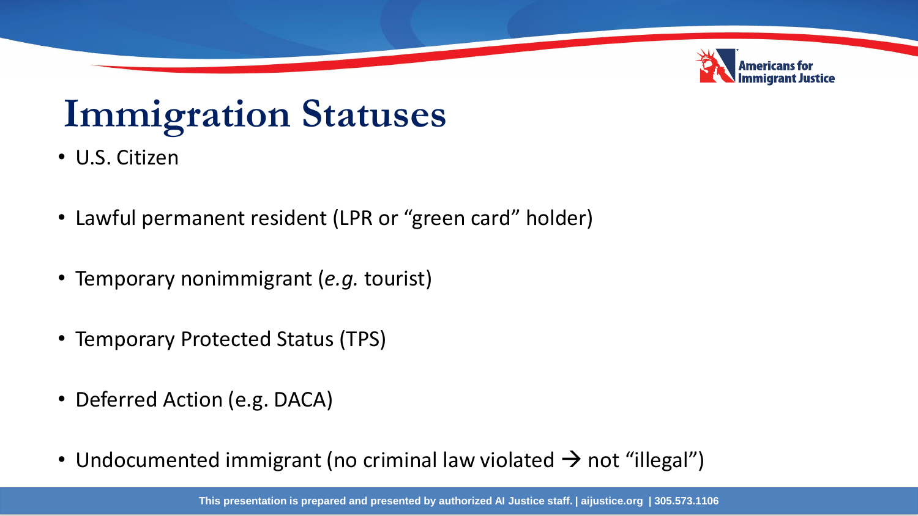# Immigration Statuses

- U.S. Citizen
- Lawful permanent resident (LPR or “green card” holder)
- Temporary nonimmigrant (*e.g.* tourist)
- Temporary Protected Status (TPS)
- Deferred Action (e.g. DACA)
- Undocumented immigrant (no criminal law violated → not “illegal”)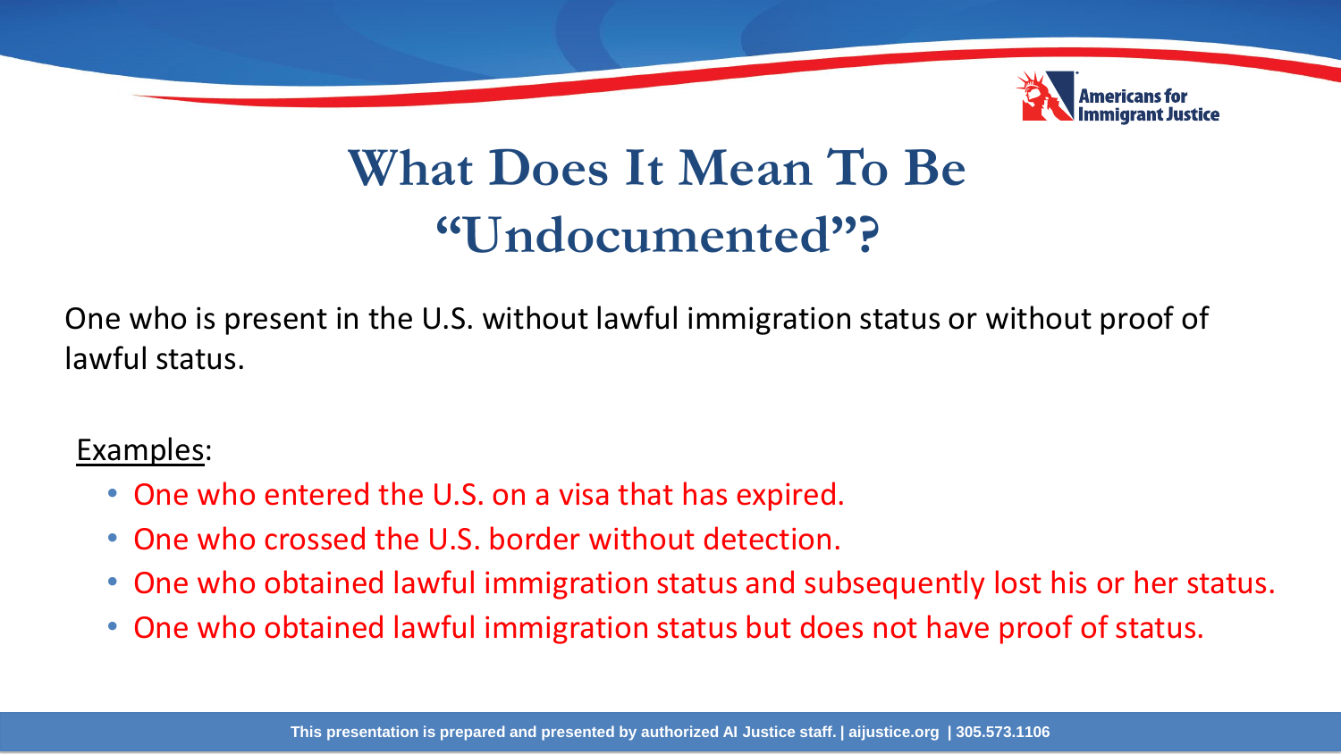# What Does It Mean To Be "Undocumented"?

One who is present in the U.S. without lawful immigration status or without proof of lawful status.

Examples:

- One who entered the U.S. on a visa that has expired.
- One who crossed the U.S. border without detection.
- One who obtained lawful immigration status and subsequently lost his or her status.
- One who obtained lawful immigration status but does not have proof of status.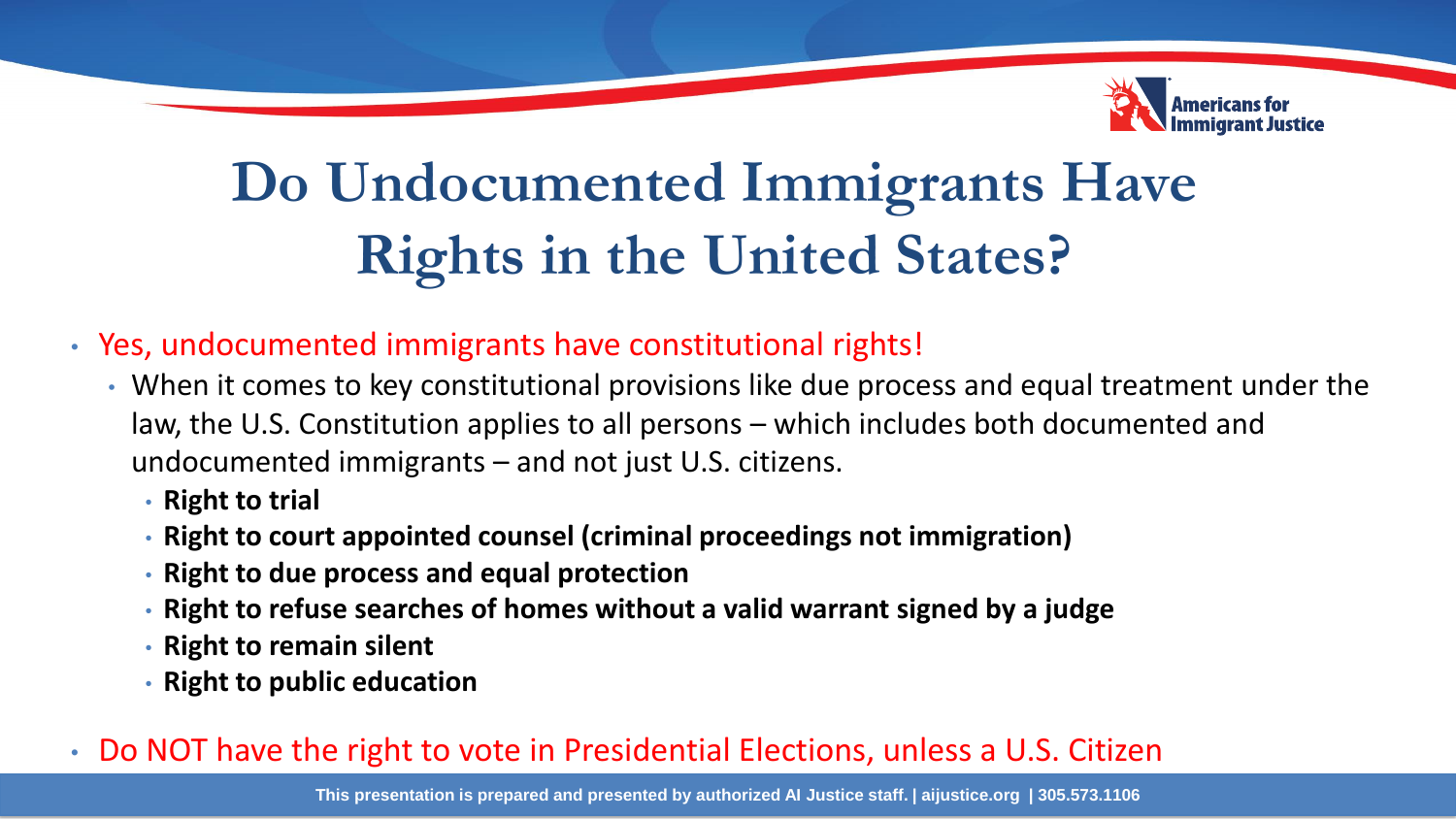# Do Undocumented Immigrants Have Rights in the United States?

- Yes, undocumented immigrants have constitutional rights!
  - When it comes to key constitutional provisions like due process and equal treatment under the law, the U.S. Constitution applies to all persons – which includes both documented and undocumented immigrants – and not just U.S. citizens.
    - **Right to trial**
    - **Right to court appointed counsel (criminal proceedings not immigration)**
    - **Right to due process and equal protection**
    - **Right to refuse searches of homes without a valid warrant signed by a judge**
    - **Right to remain silent**
    - **Right to public education**
- Do NOT have the right to vote in Presidential Elections, unless a U.S. Citizen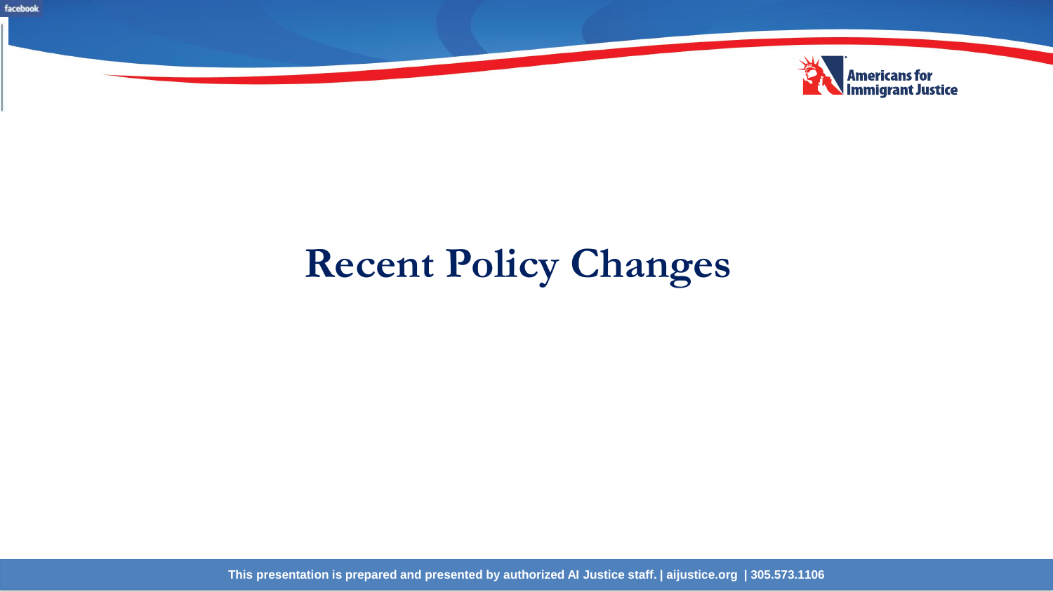# Recent Policy Changes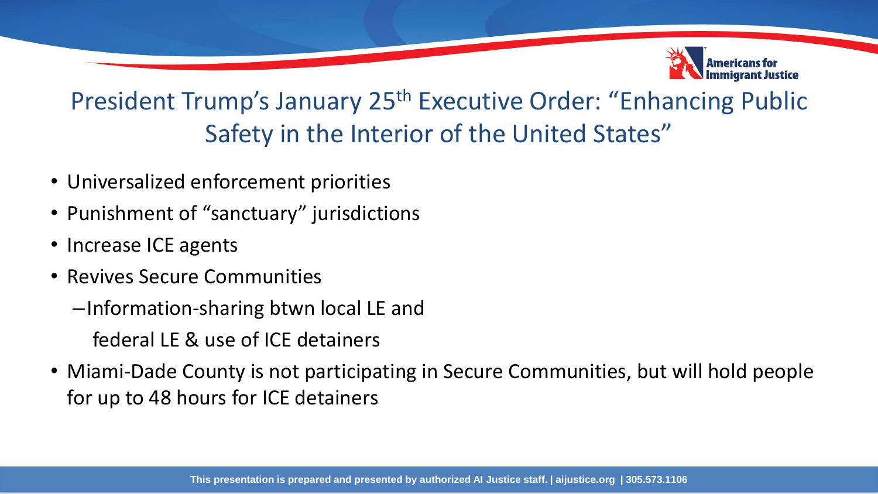# President Trump's January 25th Executive Order: "Enhancing Public Safety in the Interior of the United States"

- Universalized enforcement priorities
- Punishment of "sanctuary" jurisdictions
- Increase ICE agents
- Revives Secure Communities
  - Information-sharing btwn local LE and federal LE & use of ICE detainers
- Miami-Dade County is not participating in Secure Communities, but will hold people for up to 48 hours for ICE detainers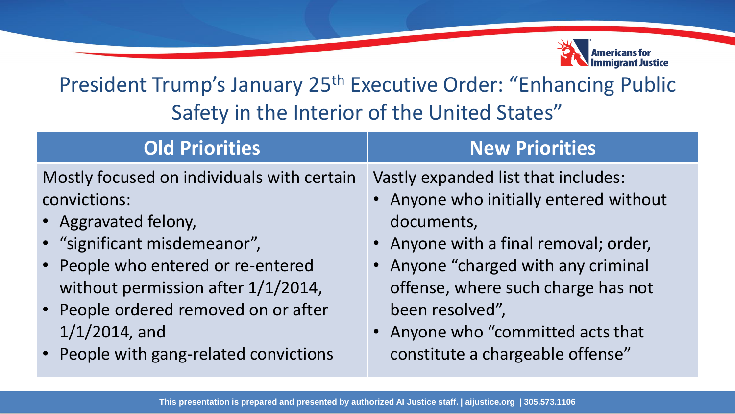# President Trump's January 25th Executive Order: "Enhancing Public Safety in the Interior of the United States"

| Old Priorities | New Priorities |
|---|---|
| Mostly focused on individuals with certain convictions:<br>• Aggravated felony,<br>• "significant misdemeanor",<br>• People who entered or re-entered without permission after 1/1/2014,<br>• People ordered removed on or after 1/1/2014, and<br>• People with gang-related convictions | Vastly expanded list that includes:<br>• Anyone who initially entered without documents,<br>• Anyone with a final removal; order,<br>• Anyone "charged with any criminal offense, where such charge has not been resolved",<br>• Anyone who "committed acts that constitute a chargeable offense" |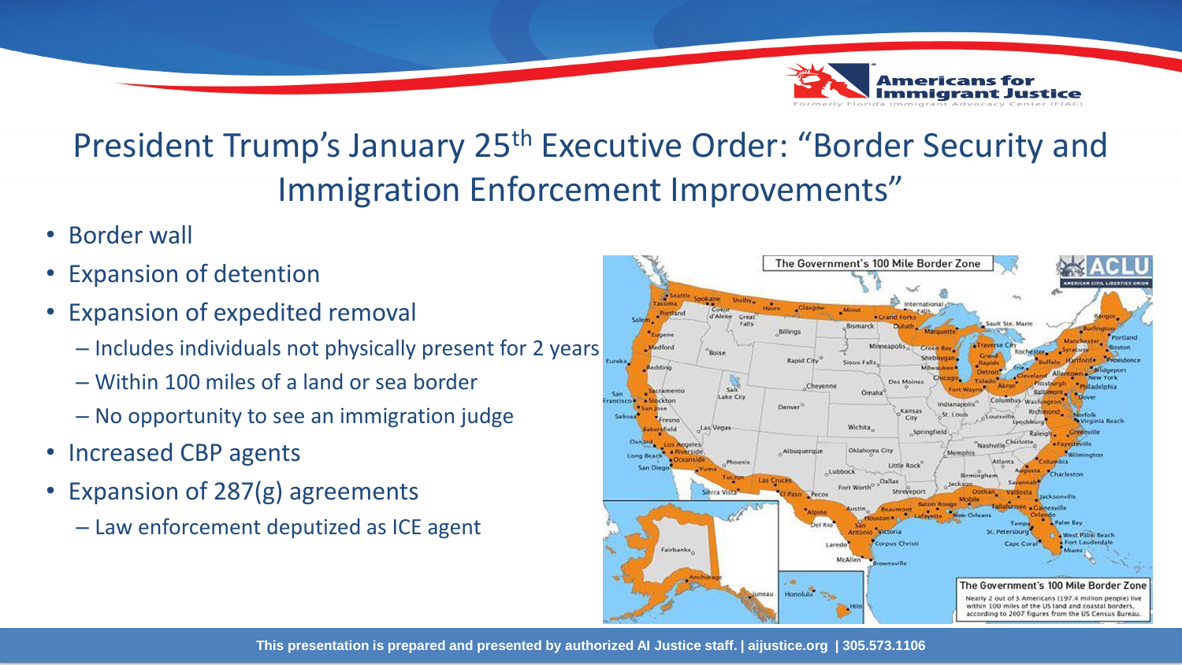# President Trump's January 25th Executive Order: "Border Security and Immigration Enforcement Improvements"

- Border wall
- Expansion of detention
- Expansion of expedited removal
  - Includes individuals not physically present for 2 years
  - Within 100 miles of a land or sea border
  - No opportunity to see an immigration judge
- Increased CBP agents
- Expansion of 287(g) agreements
  - Law enforcement deputized as ICE agent

The Government's 100 Mile Border Zone

The Government's 100 Mile Border Zone

Nearly 2 out of 3 Americans (197.4 million people) live within 100 miles of the US land and coastal borders, according to 2007 figures from the US Census Bureau.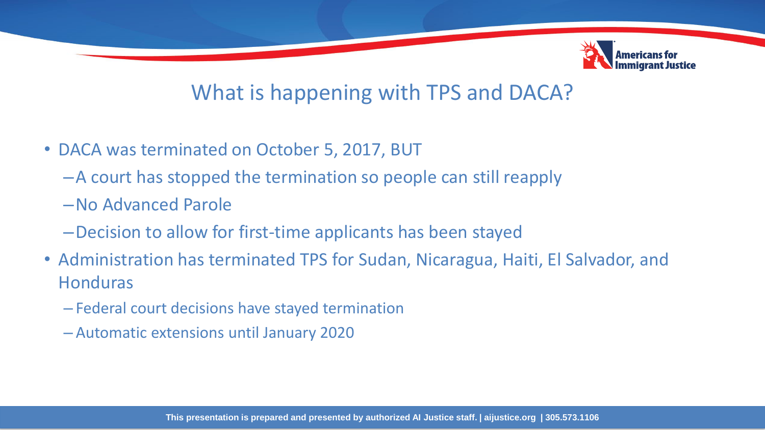# What is happening with TPS and DACA?

- DACA was terminated on October 5, 2017, BUT
  - A court has stopped the termination so people can still reapply
  - No Advanced Parole
  - Decision to allow for first-time applicants has been stayed
- Administration has terminated TPS for Sudan, Nicaragua, Haiti, El Salvador, and Honduras
  - Federal court decisions have stayed termination
  - Automatic extensions until January 2020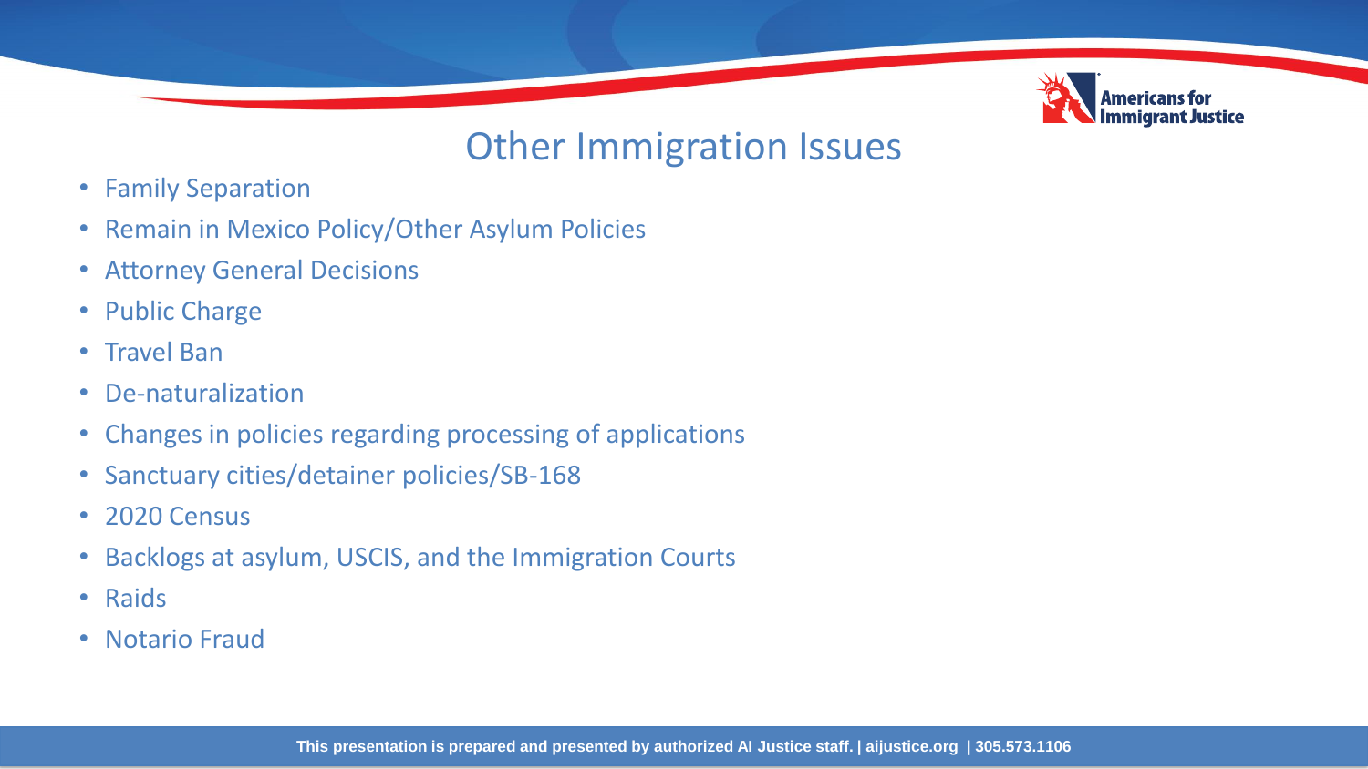# Other Immigration Issues

- Family Separation
- Remain in Mexico Policy/Other Asylum Policies
- Attorney General Decisions
- Public Charge
- Travel Ban
- De-naturalization
- Changes in policies regarding processing of applications
- Sanctuary cities/detainer policies/SB-168
- 2020 Census
- Backlogs at asylum, USCIS, and the Immigration Courts
- Raids
- Notario Fraud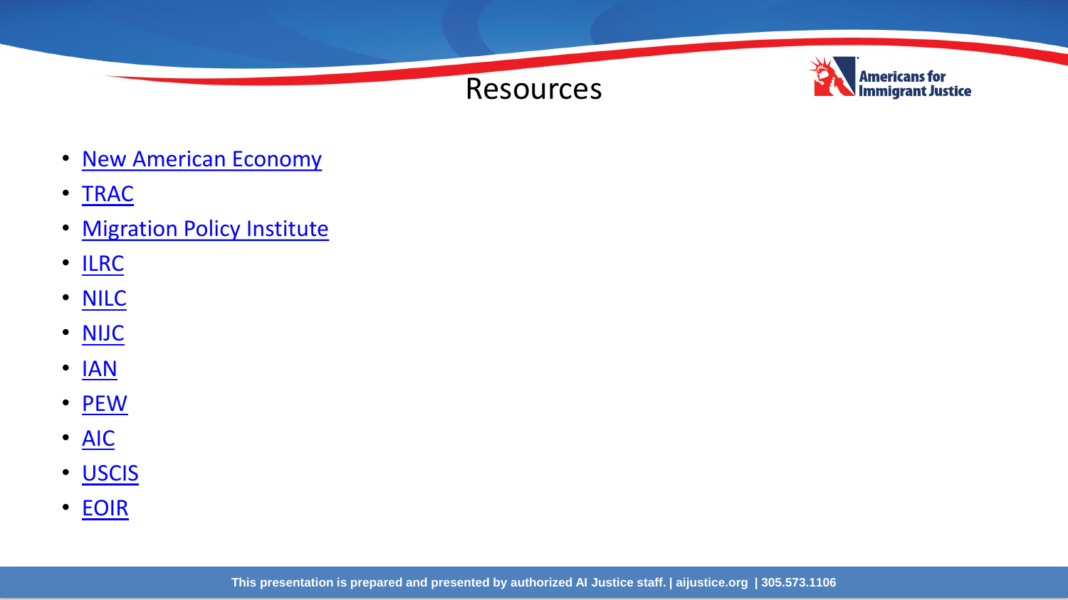# Resources

- New American Economy
- TRAC
- Migration Policy Institute
- ILRC
- NILC
- NIJC
- IAN
- PEW
- AIC
- USCIS
- EOIR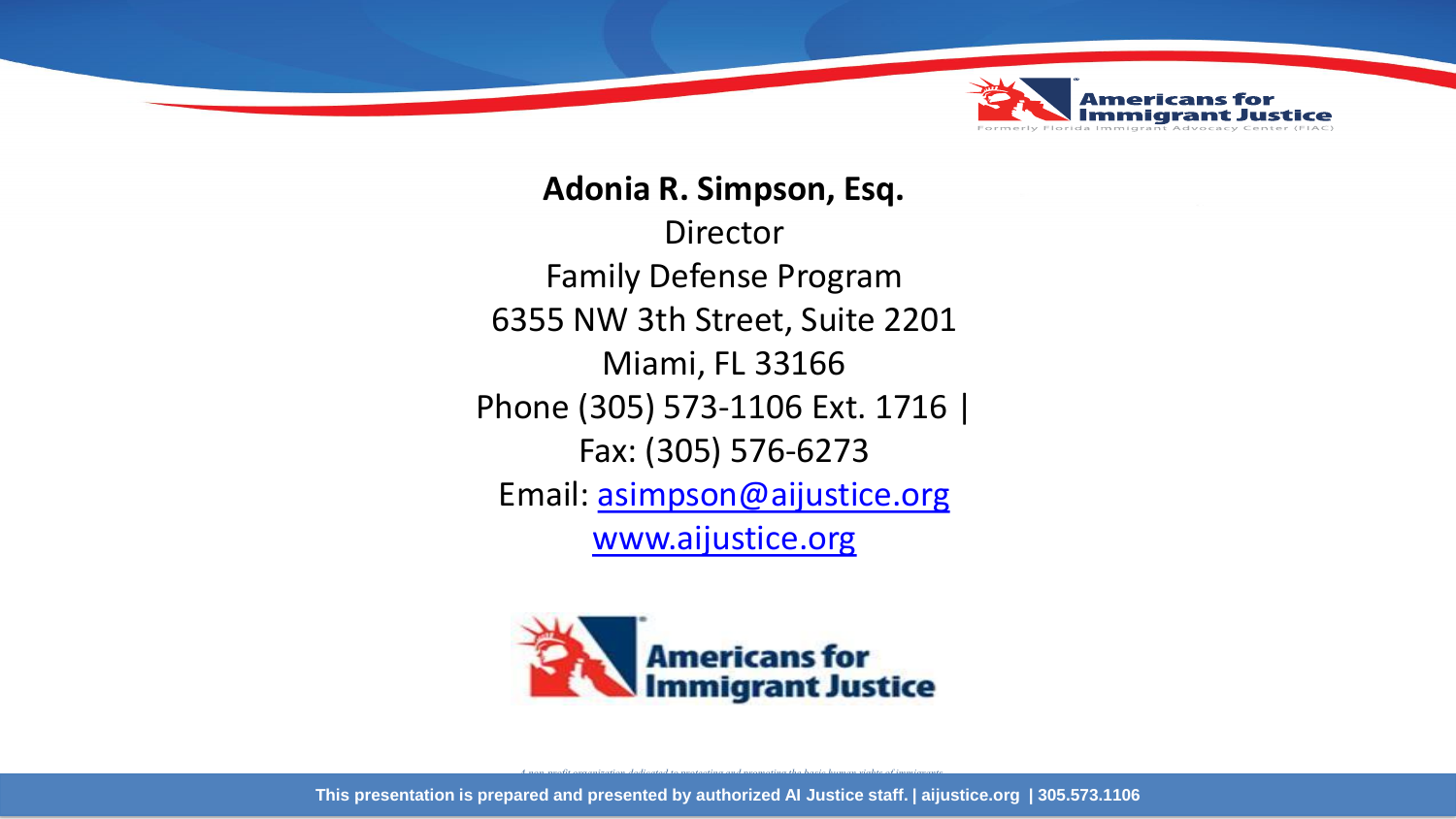**Adonia R. Simpson, Esq.**

Director

Family Defense Program

6355 NW 3th Street, Suite 2201

Miami, FL 33166

Phone (305) 573-1106 Ext. 1716 |

Fax: (305) 576-6273

Email: [asimpson@aijustice.org](mailto:asimpson@aijustice.org)

[www.aijustice.org](http://www.aijustice.org)

**This presentation is prepared and presented by authorized AI Justice staff. | aijustice.org | 305.573.1106**